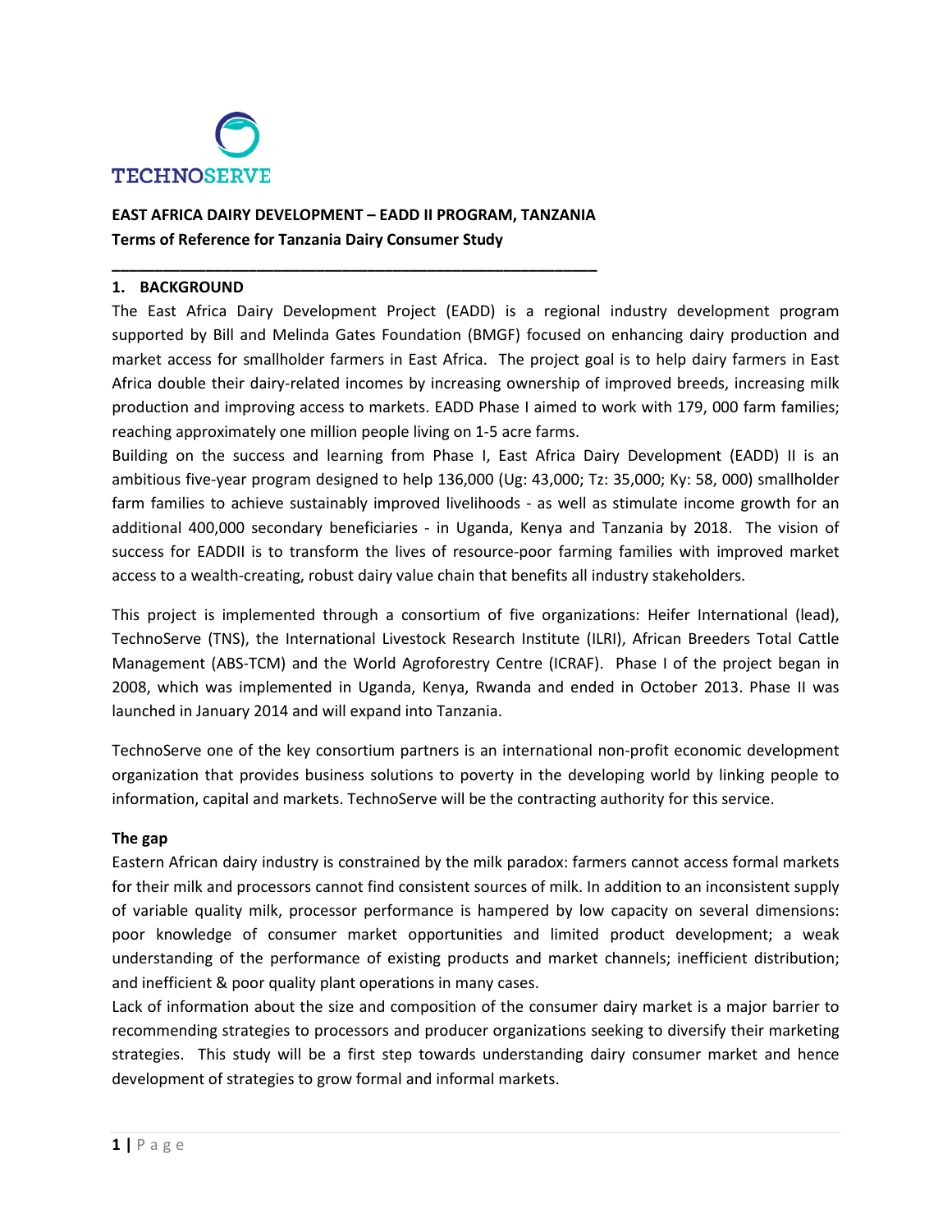TECHNOSERVE

**EAST AFRICA DAIRY DEVELOPMENT – EADD II PROGRAM, TANZANIA**
**Terms of Reference for Tanzania Dairy Consumer Study**

## 1. BACKGROUND

The East Africa Dairy Development Project (EADD) is a regional industry development program supported by Bill and Melinda Gates Foundation (BMGF) focused on enhancing dairy production and market access for smallholder farmers in East Africa. The project goal is to help dairy farmers in East Africa double their dairy-related incomes by increasing ownership of improved breeds, increasing milk production and improving access to markets. EADD Phase I aimed to work with 179, 000 farm families; reaching approximately one million people living on 1-5 acre farms.

Building on the success and learning from Phase I, East Africa Dairy Development (EADD) II is an ambitious five-year program designed to help 136,000 (Ug: 43,000; Tz: 35,000; Ky: 58, 000) smallholder farm families to achieve sustainably improved livelihoods - as well as stimulate income growth for an additional 400,000 secondary beneficiaries - in Uganda, Kenya and Tanzania by 2018. The vision of success for EADDII is to transform the lives of resource-poor farming families with improved market access to a wealth-creating, robust dairy value chain that benefits all industry stakeholders.

This project is implemented through a consortium of five organizations: Heifer International (lead), TechnoServe (TNS), the International Livestock Research Institute (ILRI), African Breeders Total Cattle Management (ABS-TCM) and the World Agroforestry Centre (ICRAF). Phase I of the project began in 2008, which was implemented in Uganda, Kenya, Rwanda and ended in October 2013. Phase II was launched in January 2014 and will expand into Tanzania.

TechnoServe one of the key consortium partners is an international non-profit economic development organization that provides business solutions to poverty in the developing world by linking people to information, capital and markets. TechnoServe will be the contracting authority for this service.

### The gap

Eastern African dairy industry is constrained by the milk paradox: farmers cannot access formal markets for their milk and processors cannot find consistent sources of milk. In addition to an inconsistent supply of variable quality milk, processor performance is hampered by low capacity on several dimensions: poor knowledge of consumer market opportunities and limited product development; a weak understanding of the performance of existing products and market channels; inefficient distribution; and inefficient & poor quality plant operations in many cases.

Lack of information about the size and composition of the consumer dairy market is a major barrier to recommending strategies to processors and producer organizations seeking to diversify their marketing strategies. This study will be a first step towards understanding dairy consumer market and hence development of strategies to grow formal and informal markets.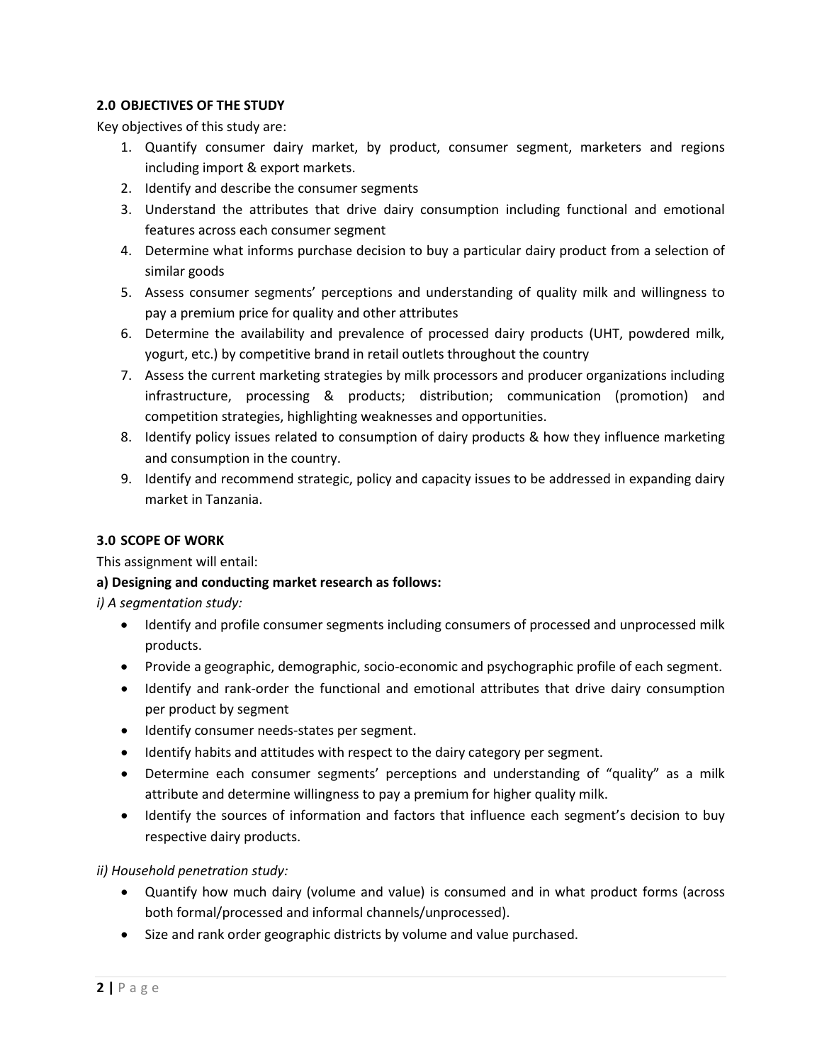## 2.0 OBJECTIVES OF THE STUDY

Key objectives of this study are:

1. Quantify consumer dairy market, by product, consumer segment, marketers and regions including import & export markets.
2. Identify and describe the consumer segments
3. Understand the attributes that drive dairy consumption including functional and emotional features across each consumer segment
4. Determine what informs purchase decision to buy a particular dairy product from a selection of similar goods
5. Assess consumer segments' perceptions and understanding of quality milk and willingness to pay a premium price for quality and other attributes
6. Determine the availability and prevalence of processed dairy products (UHT, powdered milk, yogurt, etc.) by competitive brand in retail outlets throughout the country
7. Assess the current marketing strategies by milk processors and producer organizations including infrastructure, processing & products; distribution; communication (promotion) and competition strategies, highlighting weaknesses and opportunities.
8. Identify policy issues related to consumption of dairy products & how they influence marketing and consumption in the country.
9. Identify and recommend strategic, policy and capacity issues to be addressed in expanding dairy market in Tanzania.

## 3.0 SCOPE OF WORK

This assignment will entail:

**a) Designing and conducting market research as follows:**

*i) A segmentation study:*

- Identify and profile consumer segments including consumers of processed and unprocessed milk products.
- Provide a geographic, demographic, socio-economic and psychographic profile of each segment.
- Identify and rank-order the functional and emotional attributes that drive dairy consumption per product by segment
- Identify consumer needs-states per segment.
- Identify habits and attitudes with respect to the dairy category per segment.
- Determine each consumer segments' perceptions and understanding of "quality" as a milk attribute and determine willingness to pay a premium for higher quality milk.
- Identify the sources of information and factors that influence each segment's decision to buy respective dairy products.

*ii) Household penetration study:*

- Quantify how much dairy (volume and value) is consumed and in what product forms (across both formal/processed and informal channels/unprocessed).
- Size and rank order geographic districts by volume and value purchased.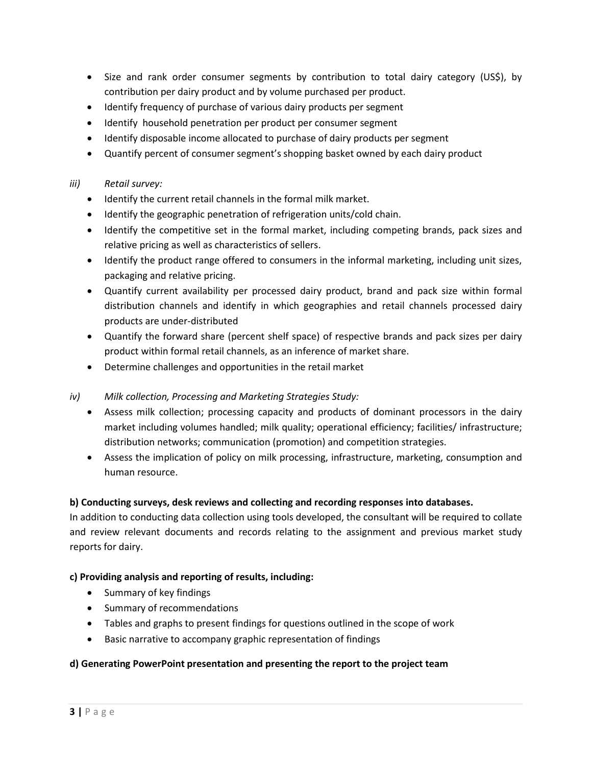- Size and rank order consumer segments by contribution to total dairy category (US$), by contribution per dairy product and by volume purchased per product.
- Identify frequency of purchase of various dairy products per segment
- Identify household penetration per product per consumer segment
- Identify disposable income allocated to purchase of dairy products per segment
- Quantify percent of consumer segment's shopping basket owned by each dairy product

*iii) Retail survey:*

- Identify the current retail channels in the formal milk market.
- Identify the geographic penetration of refrigeration units/cold chain.
- Identify the competitive set in the formal market, including competing brands, pack sizes and relative pricing as well as characteristics of sellers.
- Identify the product range offered to consumers in the informal marketing, including unit sizes, packaging and relative pricing.
- Quantify current availability per processed dairy product, brand and pack size within formal distribution channels and identify in which geographies and retail channels processed dairy products are under-distributed
- Quantify the forward share (percent shelf space) of respective brands and pack sizes per dairy product within formal retail channels, as an inference of market share.
- Determine challenges and opportunities in the retail market

*iv) Milk collection, Processing and Marketing Strategies Study:*

- Assess milk collection; processing capacity and products of dominant processors in the dairy market including volumes handled; milk quality; operational efficiency; facilities/ infrastructure; distribution networks; communication (promotion) and competition strategies.
- Assess the implication of policy on milk processing, infrastructure, marketing, consumption and human resource.

**b) Conducting surveys, desk reviews and collecting and recording responses into databases.**

In addition to conducting data collection using tools developed, the consultant will be required to collate and review relevant documents and records relating to the assignment and previous market study reports for dairy.

**c) Providing analysis and reporting of results, including:**

- Summary of key findings
- Summary of recommendations
- Tables and graphs to present findings for questions outlined in the scope of work
- Basic narrative to accompany graphic representation of findings

**d) Generating PowerPoint presentation and presenting the report to the project team**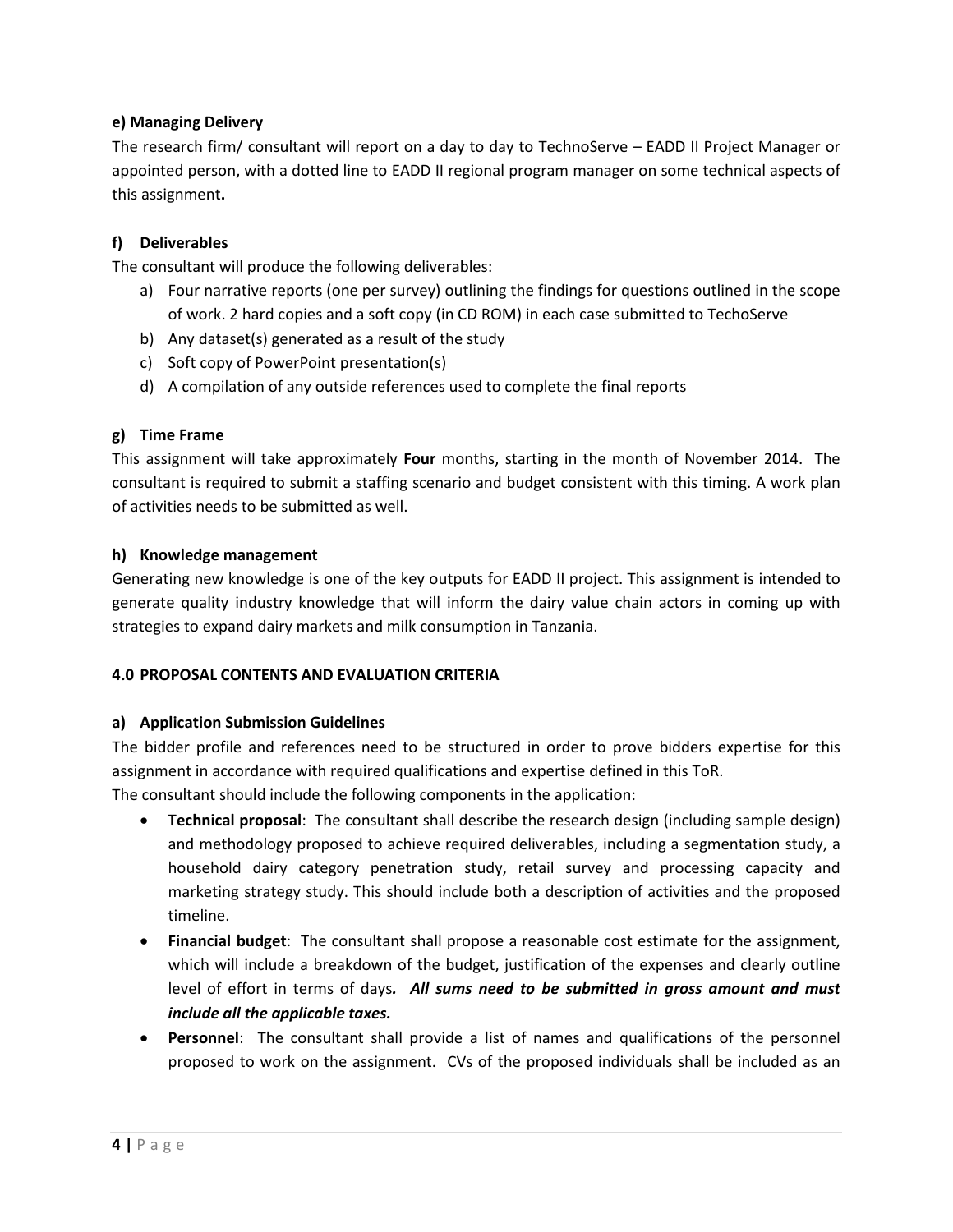#### e) Managing Delivery

The research firm/ consultant will report on a day to day to TechnoServe – EADD II Project Manager or appointed person, with a dotted line to EADD II regional program manager on some technical aspects of this assignment**.**

#### f) Deliverables

The consultant will produce the following deliverables:

a) Four narrative reports (one per survey) outlining the findings for questions outlined in the scope of work. 2 hard copies and a soft copy (in CD ROM) in each case submitted to TechoServe
b) Any dataset(s) generated as a result of the study
c) Soft copy of PowerPoint presentation(s)
d) A compilation of any outside references used to complete the final reports

#### g) Time Frame

This assignment will take approximately **Four** months, starting in the month of November 2014. The consultant is required to submit a staffing scenario and budget consistent with this timing. A work plan of activities needs to be submitted as well.

#### h) Knowledge management

Generating new knowledge is one of the key outputs for EADD II project. This assignment is intended to generate quality industry knowledge that will inform the dairy value chain actors in coming up with strategies to expand dairy markets and milk consumption in Tanzania.

### 4.0 PROPOSAL CONTENTS AND EVALUATION CRITERIA

#### a) Application Submission Guidelines

The bidder profile and references need to be structured in order to prove bidders expertise for this assignment in accordance with required qualifications and expertise defined in this ToR.

The consultant should include the following components in the application:

- **Technical proposal**: The consultant shall describe the research design (including sample design) and methodology proposed to achieve required deliverables, including a segmentation study, a household dairy category penetration study, retail survey and processing capacity and marketing strategy study. This should include both a description of activities and the proposed timeline.
- **Financial budget**: The consultant shall propose a reasonable cost estimate for the assignment, which will include a breakdown of the budget, justification of the expenses and clearly outline level of effort in terms of days***. All sums need to be submitted in gross amount and must include all the applicable taxes.***
- **Personnel**: The consultant shall provide a list of names and qualifications of the personnel proposed to work on the assignment. CVs of the proposed individuals shall be included as an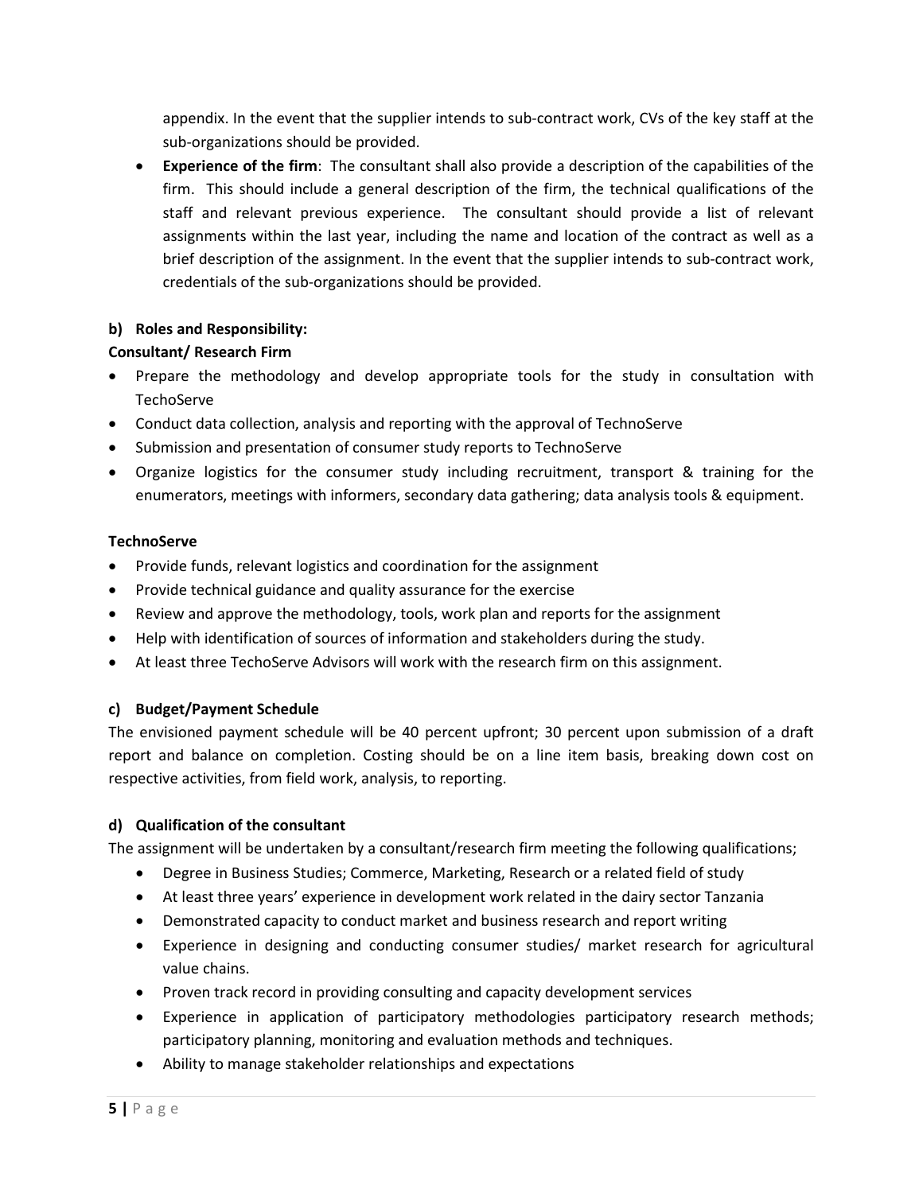appendix. In the event that the supplier intends to sub-contract work, CVs of the key staff at the sub-organizations should be provided.

- **Experience of the firm**: The consultant shall also provide a description of the capabilities of the firm. This should include a general description of the firm, the technical qualifications of the staff and relevant previous experience. The consultant should provide a list of relevant assignments within the last year, including the name and location of the contract as well as a brief description of the assignment. In the event that the supplier intends to sub-contract work, credentials of the sub-organizations should be provided.

**b) Roles and Responsibility:**

**Consultant/ Research Firm**

- Prepare the methodology and develop appropriate tools for the study in consultation with TechoServe
- Conduct data collection, analysis and reporting with the approval of TechnoServe
- Submission and presentation of consumer study reports to TechnoServe
- Organize logistics for the consumer study including recruitment, transport & training for the enumerators, meetings with informers, secondary data gathering; data analysis tools & equipment.

**TechnoServe**

- Provide funds, relevant logistics and coordination for the assignment
- Provide technical guidance and quality assurance for the exercise
- Review and approve the methodology, tools, work plan and reports for the assignment
- Help with identification of sources of information and stakeholders during the study.
- At least three TechoServe Advisors will work with the research firm on this assignment.

**c) Budget/Payment Schedule**

The envisioned payment schedule will be 40 percent upfront; 30 percent upon submission of a draft report and balance on completion. Costing should be on a line item basis, breaking down cost on respective activities, from field work, analysis, to reporting.

**d) Qualification of the consultant**

The assignment will be undertaken by a consultant/research firm meeting the following qualifications;

- Degree in Business Studies; Commerce, Marketing, Research or a related field of study
- At least three years' experience in development work related in the dairy sector Tanzania
- Demonstrated capacity to conduct market and business research and report writing
- Experience in designing and conducting consumer studies/ market research for agricultural value chains.
- Proven track record in providing consulting and capacity development services
- Experience in application of participatory methodologies participatory research methods; participatory planning, monitoring and evaluation methods and techniques.
- Ability to manage stakeholder relationships and expectations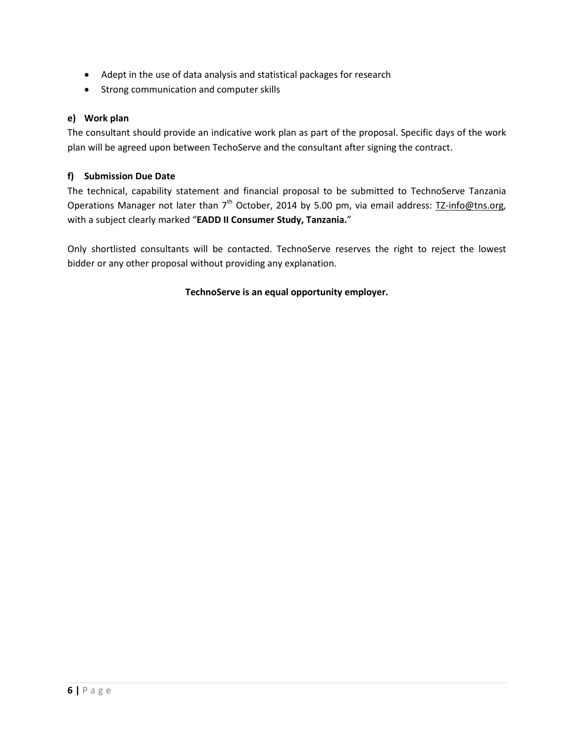- Adept in the use of data analysis and statistical packages for research
- Strong communication and computer skills

**e) Work plan**

The consultant should provide an indicative work plan as part of the proposal. Specific days of the work plan will be agreed upon between TechoServe and the consultant after signing the contract.

**f) Submission Due Date**

The technical, capability statement and financial proposal to be submitted to TechnoServe Tanzania Operations Manager not later than 7th October, 2014 by 5.00 pm, via email address: TZ-info@tns.org, with a subject clearly marked "**EADD II Consumer Study, Tanzania.**"

Only shortlisted consultants will be contacted. TechnoServe reserves the right to reject the lowest bidder or any other proposal without providing any explanation.

**TechnoServe is an equal opportunity employer.**